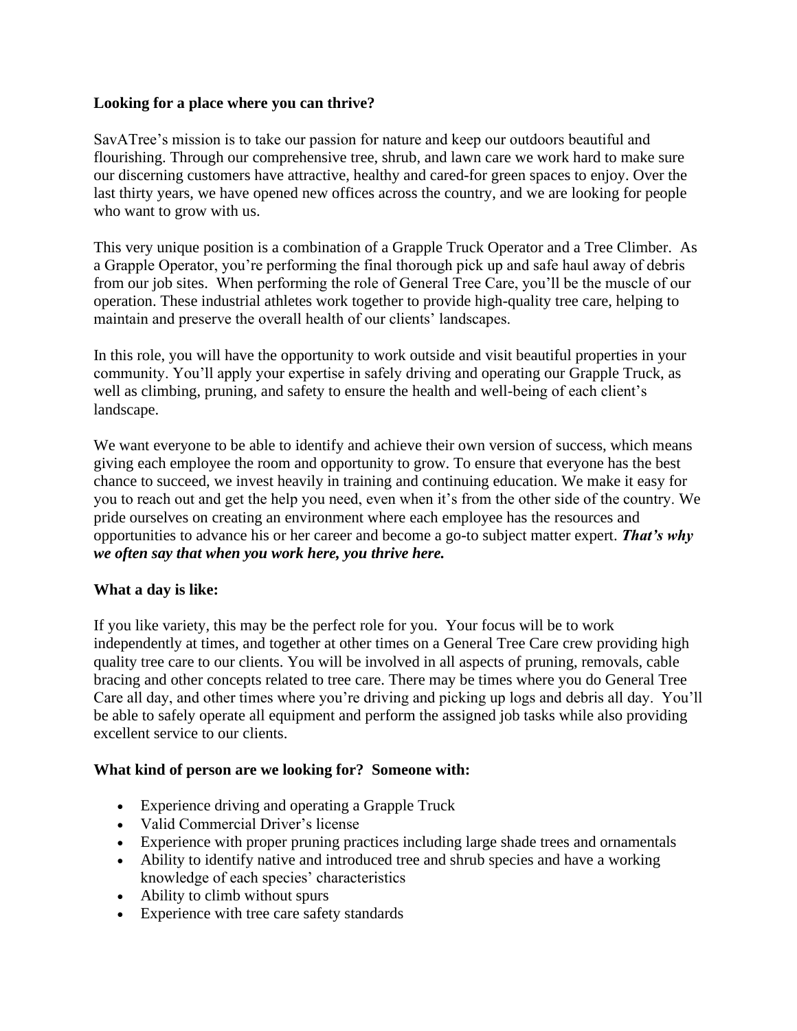**Looking for a place where you can thrive?**

SavATree's mission is to take our passion for nature and keep our outdoors beautiful and flourishing. Through our comprehensive tree, shrub, and lawn care we work hard to make sure our discerning customers have attractive, healthy and cared-for green spaces to enjoy. Over the last thirty years, we have opened new offices across the country, and we are looking for people who want to grow with us.

This very unique position is a combination of a Grapple Truck Operator and a Tree Climber. As a Grapple Operator, you're performing the final thorough pick up and safe haul away of debris from our job sites. When performing the role of General Tree Care, you'll be the muscle of our operation. These industrial athletes work together to provide high-quality tree care, helping to maintain and preserve the overall health of our clients' landscapes.

In this role, you will have the opportunity to work outside and visit beautiful properties in your community. You'll apply your expertise in safely driving and operating our Grapple Truck, as well as climbing, pruning, and safety to ensure the health and well-being of each client's landscape.

We want everyone to be able to identify and achieve their own version of success, which means giving each employee the room and opportunity to grow. To ensure that everyone has the best chance to succeed, we invest heavily in training and continuing education. We make it easy for you to reach out and get the help you need, even when it's from the other side of the country. We pride ourselves on creating an environment where each employee has the resources and opportunities to advance his or her career and become a go-to subject matter expert. ***That's why we often say that when you work here, you thrive here.***

**What a day is like:**

If you like variety, this may be the perfect role for you. Your focus will be to work independently at times, and together at other times on a General Tree Care crew providing high quality tree care to our clients. You will be involved in all aspects of pruning, removals, cable bracing and other concepts related to tree care. There may be times where you do General Tree Care all day, and other times where you're driving and picking up logs and debris all day. You'll be able to safely operate all equipment and perform the assigned job tasks while also providing excellent service to our clients.

**What kind of person are we looking for? Someone with:**

- Experience driving and operating a Grapple Truck
- Valid Commercial Driver's license
- Experience with proper pruning practices including large shade trees and ornamentals
- Ability to identify native and introduced tree and shrub species and have a working knowledge of each species' characteristics
- Ability to climb without spurs
- Experience with tree care safety standards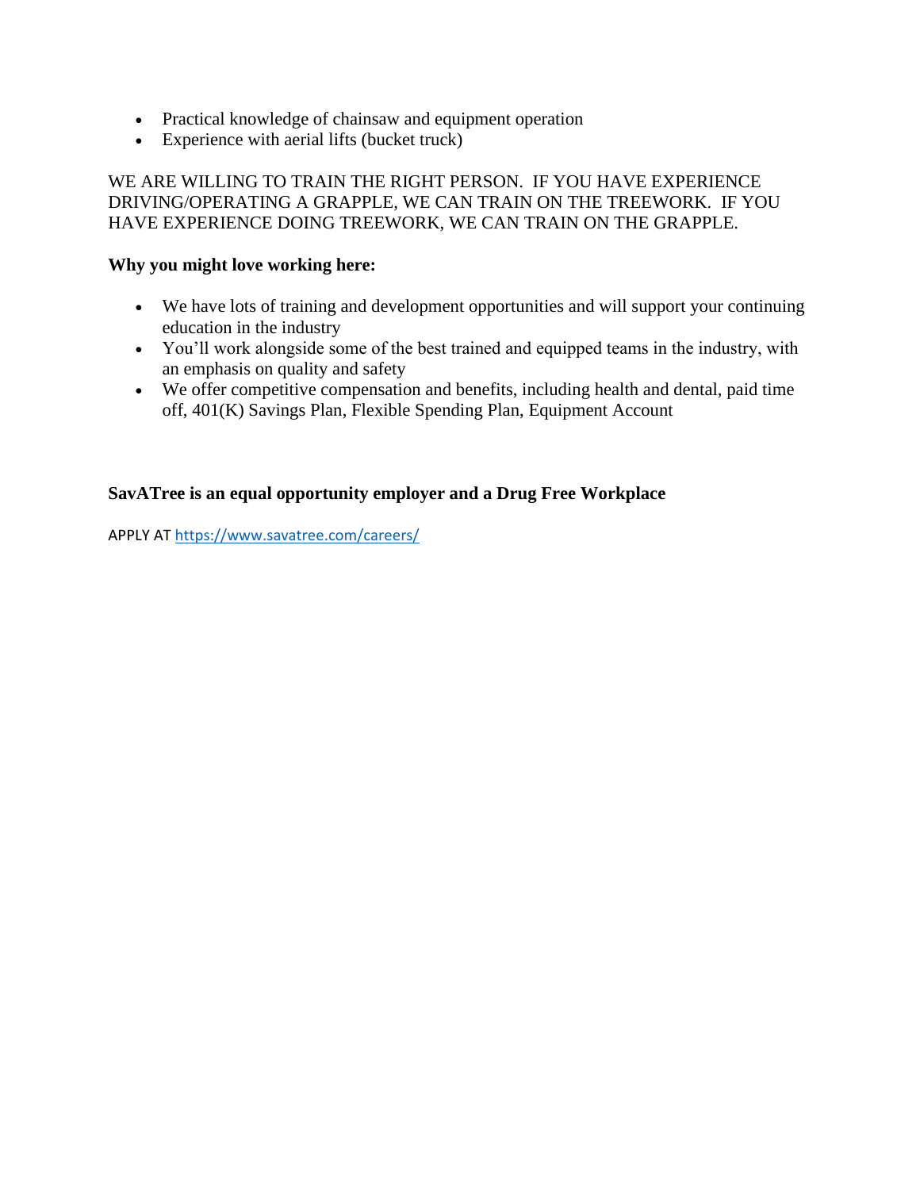- Practical knowledge of chainsaw and equipment operation
- Experience with aerial lifts (bucket truck)

WE ARE WILLING TO TRAIN THE RIGHT PERSON. IF YOU HAVE EXPERIENCE DRIVING/OPERATING A GRAPPLE, WE CAN TRAIN ON THE TREEWORK. IF YOU HAVE EXPERIENCE DOING TREEWORK, WE CAN TRAIN ON THE GRAPPLE.

**Why you might love working here:**

- We have lots of training and development opportunities and will support your continuing education in the industry
- You'll work alongside some of the best trained and equipped teams in the industry, with an emphasis on quality and safety
- We offer competitive compensation and benefits, including health and dental, paid time off, 401(K) Savings Plan, Flexible Spending Plan, Equipment Account

**SavATree is an equal opportunity employer and a Drug Free Workplace**

APPLY AT https://www.savatree.com/careers/